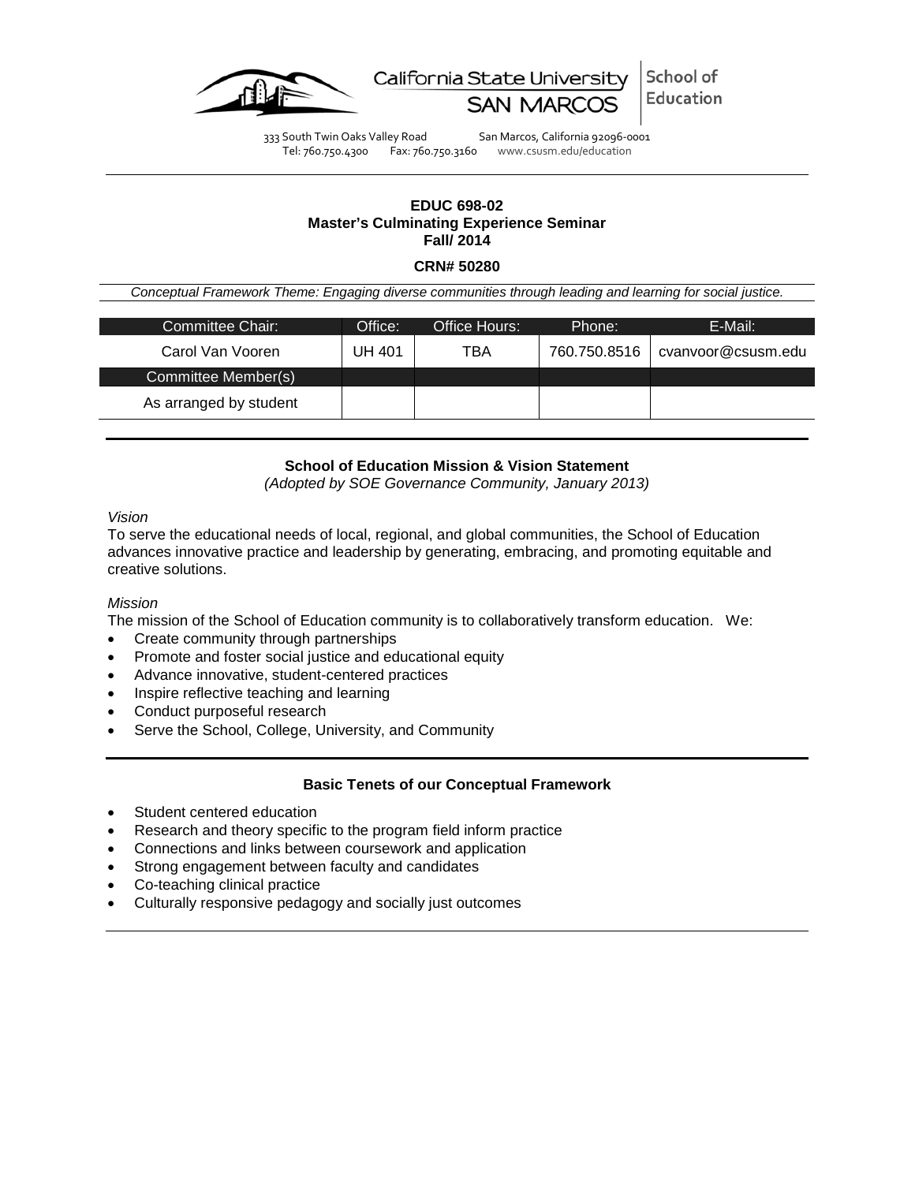California State University SAN MARCOS | School of Education

333 South Twin Oaks Valley Road San Marcos, California 92096-0001
Tel: 760.750.4300 Fax: 760.750.3160 www.csusm.edu/education

**EDUC 698-02**
**Master's Culminating Experience Seminar**
**Fall/ 2014**

**CRN# 50280**

*Conceptual Framework Theme: Engaging diverse communities through leading and learning for social justice.*

| Committee Chair: | Office: | Office Hours: | Phone: | E-Mail: |
|---|---|---|---|---|
| Carol Van Vooren | UH 401 | TBA | 760.750.8516 | cvanvoor@csusm.edu |
| Committee Member(s) | | | | |
| As arranged by student | | | | |

### School of Education Mission & Vision Statement

*(Adopted by SOE Governance Community, January 2013)*

*Vision*

To serve the educational needs of local, regional, and global communities, the School of Education advances innovative practice and leadership by generating, embracing, and promoting equitable and creative solutions.

*Mission*

The mission of the School of Education community is to collaboratively transform education. We:

- Create community through partnerships
- Promote and foster social justice and educational equity
- Advance innovative, student-centered practices
- Inspire reflective teaching and learning
- Conduct purposeful research
- Serve the School, College, University, and Community

### Basic Tenets of our Conceptual Framework

- Student centered education
- Research and theory specific to the program field inform practice
- Connections and links between coursework and application
- Strong engagement between faculty and candidates
- Co-teaching clinical practice
- Culturally responsive pedagogy and socially just outcomes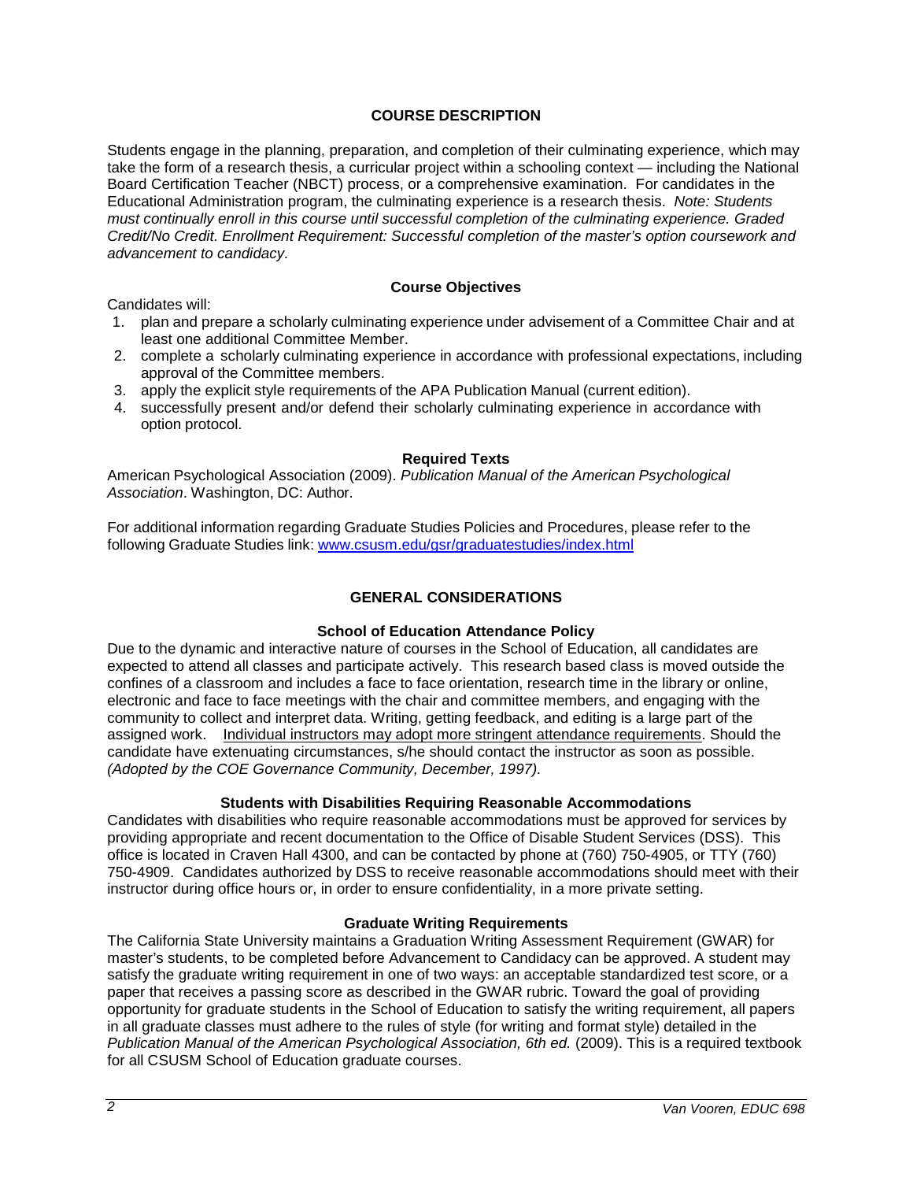## COURSE DESCRIPTION

Students engage in the planning, preparation, and completion of their culminating experience, which may take the form of a research thesis, a curricular project within a schooling context — including the National Board Certification Teacher (NBCT) process, or a comprehensive examination. For candidates in the Educational Administration program, the culminating experience is a research thesis. *Note: Students must continually enroll in this course until successful completion of the culminating experience. Graded Credit/No Credit. Enrollment Requirement: Successful completion of the master's option coursework and advancement to candidacy.*

### Course Objectives

Candidates will:

1. plan and prepare a scholarly culminating experience under advisement of a Committee Chair and at least one additional Committee Member.
2. complete a scholarly culminating experience in accordance with professional expectations, including approval of the Committee members.
3. apply the explicit style requirements of the APA Publication Manual (current edition).
4. successfully present and/or defend their scholarly culminating experience in accordance with option protocol.

### Required Texts

American Psychological Association (2009). *Publication Manual of the American Psychological Association*. Washington, DC: Author.

For additional information regarding Graduate Studies Policies and Procedures, please refer to the following Graduate Studies link: www.csusm.edu/gsr/graduatestudies/index.html

## GENERAL CONSIDERATIONS

### School of Education Attendance Policy

Due to the dynamic and interactive nature of courses in the School of Education, all candidates are expected to attend all classes and participate actively. This research based class is moved outside the confines of a classroom and includes a face to face orientation, research time in the library or online, electronic and face to face meetings with the chair and committee members, and engaging with the community to collect and interpret data. Writing, getting feedback, and editing is a large part of the assigned work. Individual instructors may adopt more stringent attendance requirements. Should the candidate have extenuating circumstances, s/he should contact the instructor as soon as possible. *(Adopted by the COE Governance Community, December, 1997).*

### Students with Disabilities Requiring Reasonable Accommodations

Candidates with disabilities who require reasonable accommodations must be approved for services by providing appropriate and recent documentation to the Office of Disable Student Services (DSS). This office is located in Craven Hall 4300, and can be contacted by phone at (760) 750-4905, or TTY (760) 750-4909. Candidates authorized by DSS to receive reasonable accommodations should meet with their instructor during office hours or, in order to ensure confidentiality, in a more private setting.

### Graduate Writing Requirements

The California State University maintains a Graduation Writing Assessment Requirement (GWAR) for master's students, to be completed before Advancement to Candidacy can be approved. A student may satisfy the graduate writing requirement in one of two ways: an acceptable standardized test score, or a paper that receives a passing score as described in the GWAR rubric. Toward the goal of providing opportunity for graduate students in the School of Education to satisfy the writing requirement, all papers in all graduate classes must adhere to the rules of style (for writing and format style) detailed in the *Publication Manual of the American Psychological Association, 6th ed.* (2009). This is a required textbook for all CSUSM School of Education graduate courses.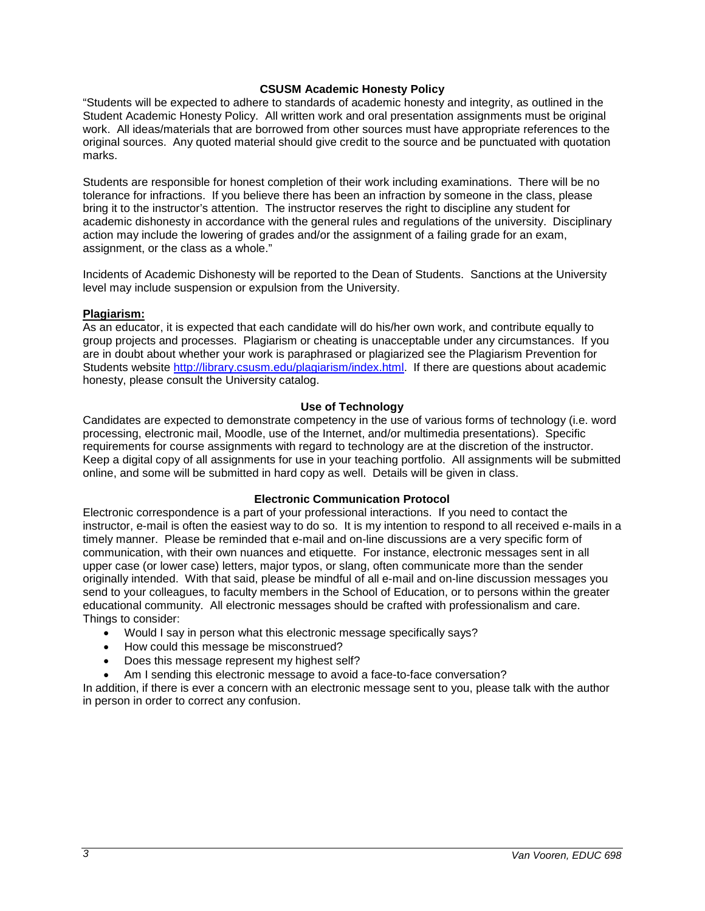### CSUSM Academic Honesty Policy

"Students will be expected to adhere to standards of academic honesty and integrity, as outlined in the Student Academic Honesty Policy. All written work and oral presentation assignments must be original work. All ideas/materials that are borrowed from other sources must have appropriate references to the original sources. Any quoted material should give credit to the source and be punctuated with quotation marks.

Students are responsible for honest completion of their work including examinations. There will be no tolerance for infractions. If you believe there has been an infraction by someone in the class, please bring it to the instructor's attention. The instructor reserves the right to discipline any student for academic dishonesty in accordance with the general rules and regulations of the university. Disciplinary action may include the lowering of grades and/or the assignment of a failing grade for an exam, assignment, or the class as a whole."

Incidents of Academic Dishonesty will be reported to the Dean of Students. Sanctions at the University level may include suspension or expulsion from the University.

**Plagiarism:**

As an educator, it is expected that each candidate will do his/her own work, and contribute equally to group projects and processes. Plagiarism or cheating is unacceptable under any circumstances. If you are in doubt about whether your work is paraphrased or plagiarized see the Plagiarism Prevention for Students website http://library.csusm.edu/plagiarism/index.html. If there are questions about academic honesty, please consult the University catalog.

### Use of Technology

Candidates are expected to demonstrate competency in the use of various forms of technology (i.e. word processing, electronic mail, Moodle, use of the Internet, and/or multimedia presentations). Specific requirements for course assignments with regard to technology are at the discretion of the instructor. Keep a digital copy of all assignments for use in your teaching portfolio. All assignments will be submitted online, and some will be submitted in hard copy as well. Details will be given in class.

### Electronic Communication Protocol

Electronic correspondence is a part of your professional interactions. If you need to contact the instructor, e-mail is often the easiest way to do so. It is my intention to respond to all received e-mails in a timely manner. Please be reminded that e-mail and on-line discussions are a very specific form of communication, with their own nuances and etiquette. For instance, electronic messages sent in all upper case (or lower case) letters, major typos, or slang, often communicate more than the sender originally intended. With that said, please be mindful of all e-mail and on-line discussion messages you send to your colleagues, to faculty members in the School of Education, or to persons within the greater educational community. All electronic messages should be crafted with professionalism and care. Things to consider:

- Would I say in person what this electronic message specifically says?
- How could this message be misconstrued?
- Does this message represent my highest self?
- Am I sending this electronic message to avoid a face-to-face conversation?

In addition, if there is ever a concern with an electronic message sent to you, please talk with the author in person in order to correct any confusion.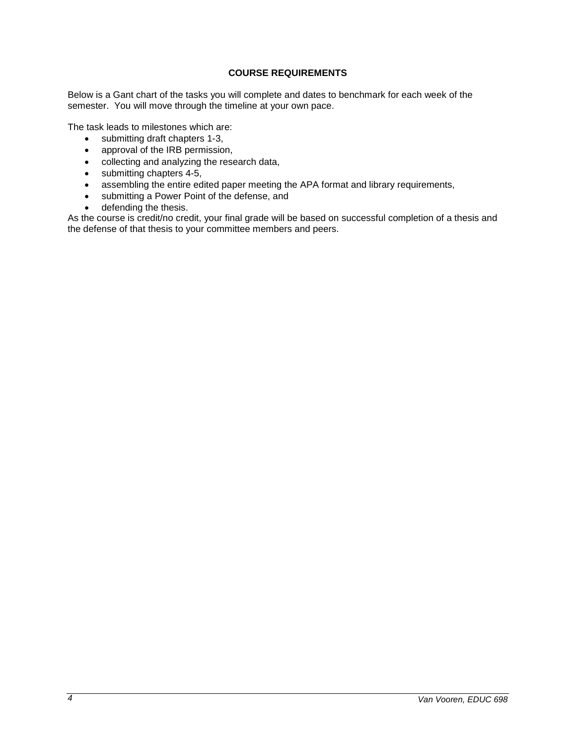## COURSE REQUIREMENTS

Below is a Gant chart of the tasks you will complete and dates to benchmark for each week of the semester. You will move through the timeline at your own pace.

The task leads to milestones which are:

- submitting draft chapters 1-3,
- approval of the IRB permission,
- collecting and analyzing the research data,
- submitting chapters 4-5,
- assembling the entire edited paper meeting the APA format and library requirements,
- submitting a Power Point of the defense, and
- defending the thesis.

As the course is credit/no credit, your final grade will be based on successful completion of a thesis and the defense of that thesis to your committee members and peers.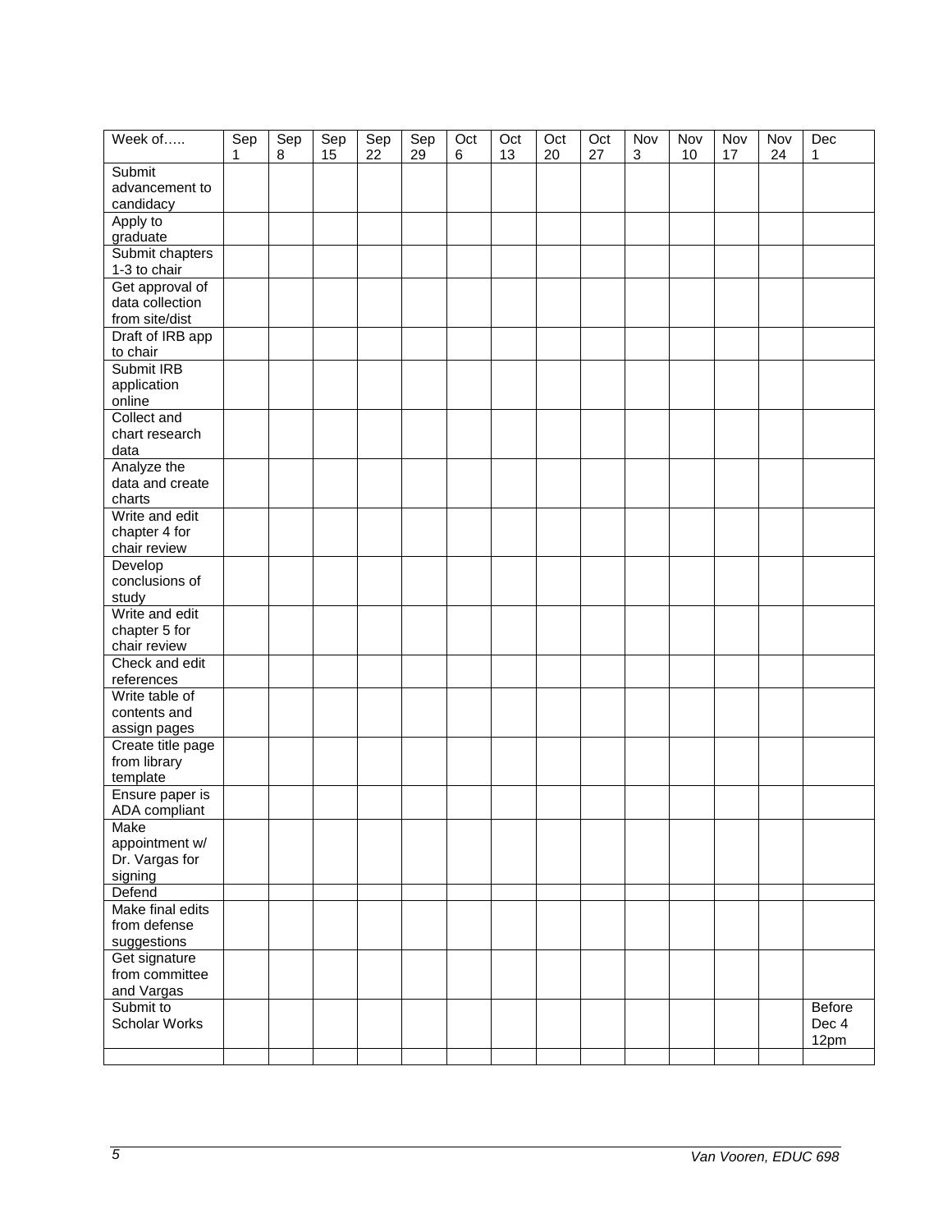| Week of….. | Sep 1 | Sep 8 | Sep 15 | Sep 22 | Sep 29 | Oct 6 | Oct 13 | Oct 20 | Oct 27 | Nov 3 | Nov 10 | Nov 17 | Nov 24 | Dec 1 |
|---|---|---|---|---|---|---|---|---|---|---|---|---|---|---|
| Submit advancement to candidacy | | | | | | | | | | | | | | |
| Apply to graduate | | | | | | | | | | | | | | |
| Submit chapters 1-3 to chair | | | | | | | | | | | | | | |
| Get approval of data collection from site/dist | | | | | | | | | | | | | | |
| Draft of IRB app to chair | | | | | | | | | | | | | | |
| Submit IRB application online | | | | | | | | | | | | | | |
| Collect and chart research data | | | | | | | | | | | | | | |
| Analyze the data and create charts | | | | | | | | | | | | | | |
| Write and edit chapter 4 for chair review | | | | | | | | | | | | | | |
| Develop conclusions of study | | | | | | | | | | | | | | |
| Write and edit chapter 5 for chair review | | | | | | | | | | | | | | |
| Check and edit references | | | | | | | | | | | | | | |
| Write table of contents and assign pages | | | | | | | | | | | | | | |
| Create title page from library template | | | | | | | | | | | | | | |
| Ensure paper is ADA compliant | | | | | | | | | | | | | | |
| Make appointment w/ Dr. Vargas for signing | | | | | | | | | | | | | | |
| Defend | | | | | | | | | | | | | | |
| Make final edits from defense suggestions | | | | | | | | | | | | | | |
| Get signature from committee and Vargas | | | | | | | | | | | | | | |
| Submit to Scholar Works | | | | | | | | | | | | | | Before Dec 4 12pm |
| | | | | | | | | | | | | | | |